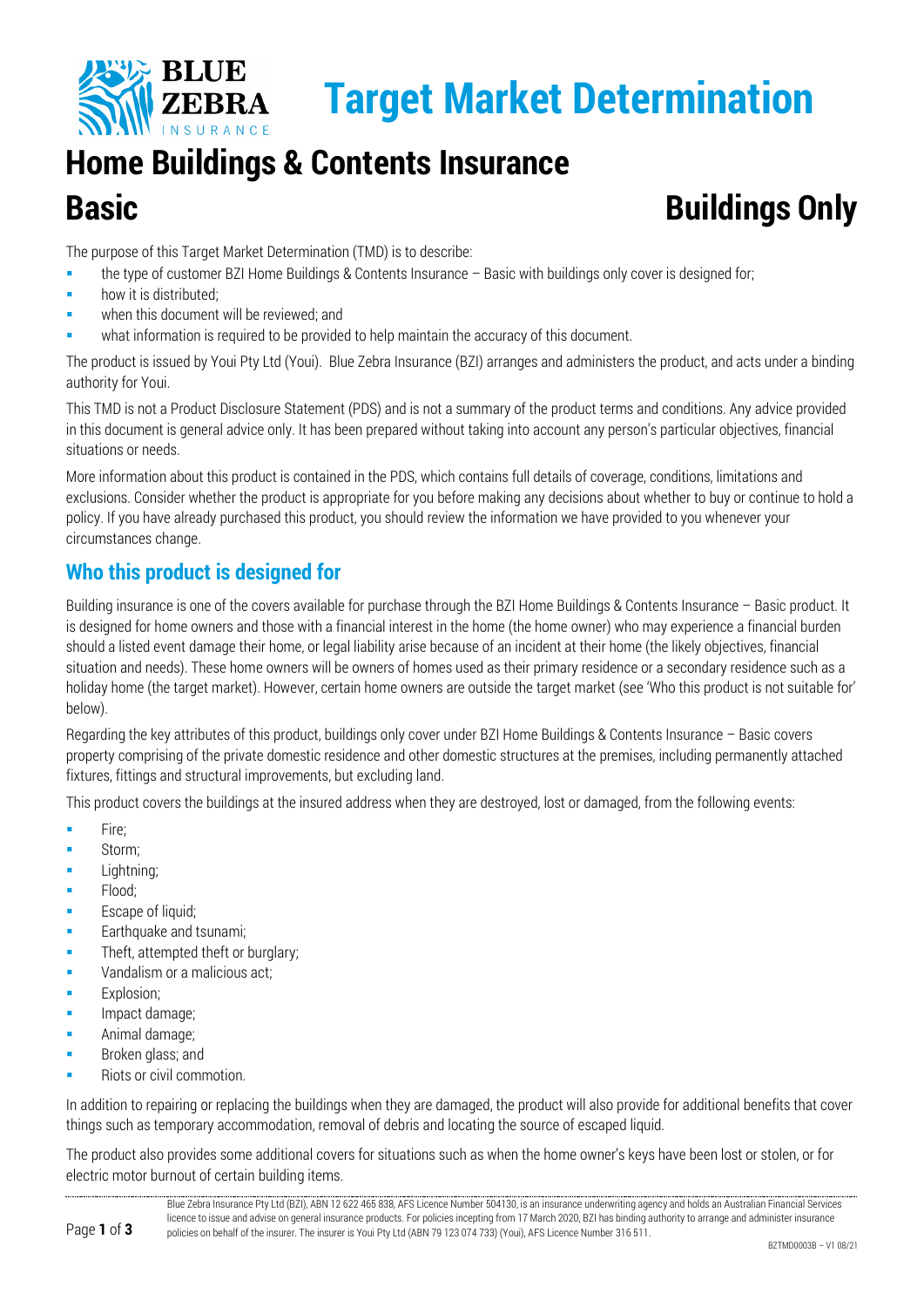# Target Market Determination

# Home Buildings & Contents Insurance

## Basic — Buildings Only

The purpose of this Target Market Determination (TMD) is to describe:

- the type of customer BZI Home Buildings & Contents Insurance – Basic with buildings only cover is designed for;
- how it is distributed;
- when this document will be reviewed; and
- what information is required to be provided to help maintain the accuracy of this document.

The product is issued by Youi Pty Ltd (Youi). Blue Zebra Insurance (BZI) arranges and administers the product, and acts under a binding authority for Youi.

This TMD is not a Product Disclosure Statement (PDS) and is not a summary of the product terms and conditions. Any advice provided in this document is general advice only. It has been prepared without taking into account any person's particular objectives, financial situations or needs.

More information about this product is contained in the PDS, which contains full details of coverage, conditions, limitations and exclusions. Consider whether the product is appropriate for you before making any decisions about whether to buy or continue to hold a policy. If you have already purchased this product, you should review the information we have provided to you whenever your circumstances change.

## Who this product is designed for

Building insurance is one of the covers available for purchase through the BZI Home Buildings & Contents Insurance – Basic product. It is designed for home owners and those with a financial interest in the home (the home owner) who may experience a financial burden should a listed event damage their home, or legal liability arise because of an incident at their home (the likely objectives, financial situation and needs). These home owners will be owners of homes used as their primary residence or a secondary residence such as a holiday home (the target market). However, certain home owners are outside the target market (see 'Who this product is not suitable for' below).

Regarding the key attributes of this product, buildings only cover under BZI Home Buildings & Contents Insurance – Basic covers property comprising of the private domestic residence and other domestic structures at the premises, including permanently attached fixtures, fittings and structural improvements, but excluding land.

This product covers the buildings at the insured address when they are destroyed, lost or damaged, from the following events:

- Fire;
- Storm;
- Lightning;
- Flood;
- Escape of liquid;
- Earthquake and tsunami;
- Theft, attempted theft or burglary;
- Vandalism or a malicious act;
- Explosion;
- Impact damage;
- Animal damage;
- Broken glass; and
- Riots or civil commotion.

In addition to repairing or replacing the buildings when they are damaged, the product will also provide for additional benefits that cover things such as temporary accommodation, removal of debris and locating the source of escaped liquid.

The product also provides some additional covers for situations such as when the home owner's keys have been lost or stolen, or for electric motor burnout of certain building items.

Blue Zebra Insurance Pty Ltd (BZI), ABN 12 622 465 838, AFS Licence Number 504130, is an insurance underwriting agency and holds an Australian Financial Services licence to issue and advise on general insurance products. For policies incepting from 17 March 2020, BZI has binding authority to arrange and administer insurance policies on behalf of the insurer. The insurer is Youi Pty Ltd (ABN 79 123 074 733) (Youi), AFS Licence Number 316 511.

BZTMD0003B – V1 08/21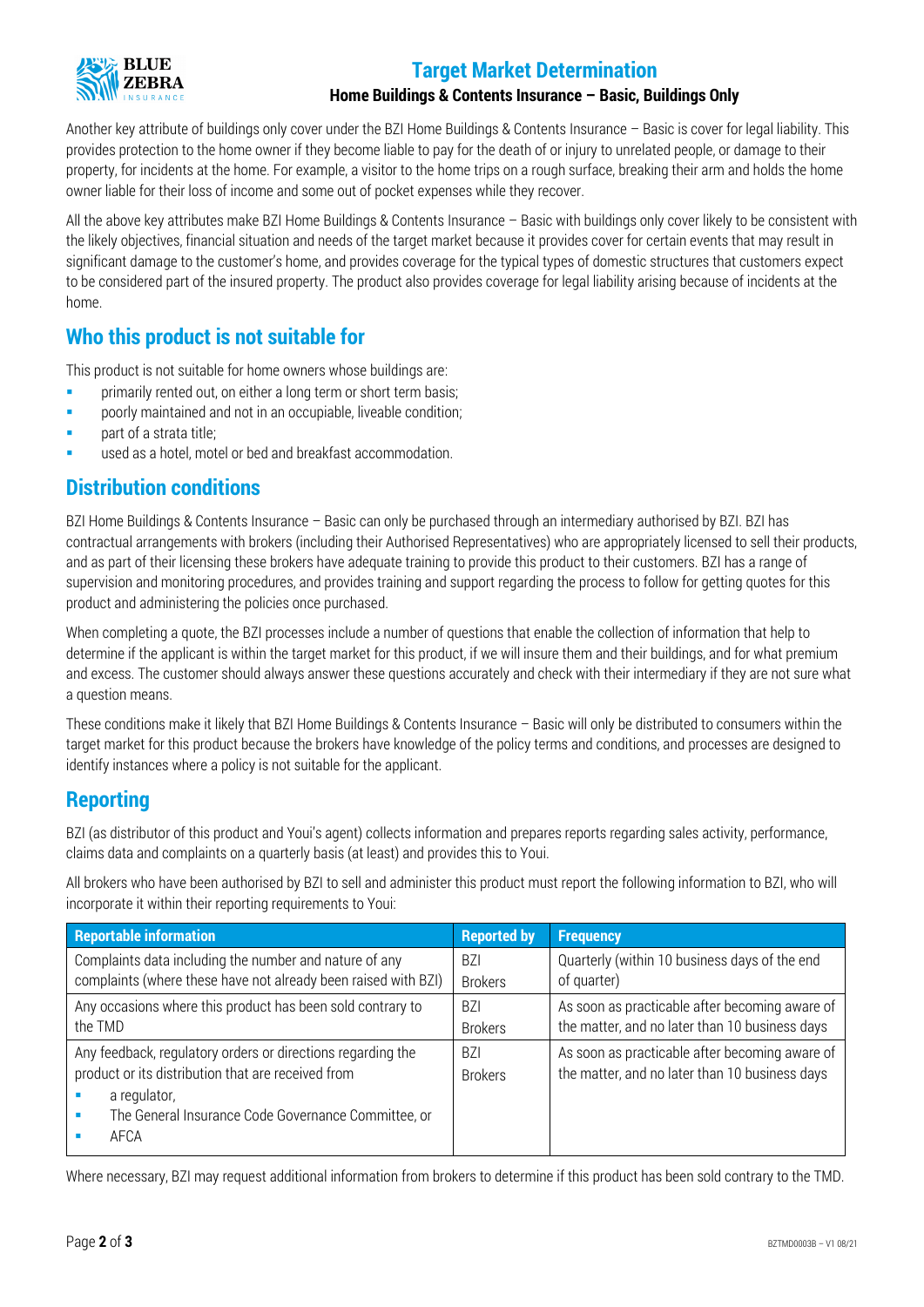Another key attribute of buildings only cover under the BZI Home Buildings & Contents Insurance – Basic is cover for legal liability. This provides protection to the home owner if they become liable to pay for the death of or injury to unrelated people, or damage to their property, for incidents at the home. For example, a visitor to the home trips on a rough surface, breaking their arm and holds the home owner liable for their loss of income and some out of pocket expenses while they recover.

All the above key attributes make BZI Home Buildings & Contents Insurance – Basic with buildings only cover likely to be consistent with the likely objectives, financial situation and needs of the target market because it provides cover for certain events that may result in significant damage to the customer's home, and provides coverage for the typical types of domestic structures that customers expect to be considered part of the insured property. The product also provides coverage for legal liability arising because of incidents at the home.

## Who this product is not suitable for

This product is not suitable for home owners whose buildings are:

- primarily rented out, on either a long term or short term basis;
- poorly maintained and not in an occupiable, liveable condition;
- part of a strata title;
- used as a hotel, motel or bed and breakfast accommodation.

## Distribution conditions

BZI Home Buildings & Contents Insurance – Basic can only be purchased through an intermediary authorised by BZI. BZI has contractual arrangements with brokers (including their Authorised Representatives) who are appropriately licensed to sell their products, and as part of their licensing these brokers have adequate training to provide this product to their customers. BZI has a range of supervision and monitoring procedures, and provides training and support regarding the process to follow for getting quotes for this product and administering the policies once purchased.

When completing a quote, the BZI processes include a number of questions that enable the collection of information that help to determine if the applicant is within the target market for this product, if we will insure them and their buildings, and for what premium and excess. The customer should always answer these questions accurately and check with their intermediary if they are not sure what a question means.

These conditions make it likely that BZI Home Buildings & Contents Insurance – Basic will only be distributed to consumers within the target market for this product because the brokers have knowledge of the policy terms and conditions, and processes are designed to identify instances where a policy is not suitable for the applicant.

## Reporting

BZI (as distributor of this product and Youi's agent) collects information and prepares reports regarding sales activity, performance, claims data and complaints on a quarterly basis (at least) and provides this to Youi.

All brokers who have been authorised by BZI to sell and administer this product must report the following information to BZI, who will incorporate it within their reporting requirements to Youi:

| Reportable information | Reported by | Frequency |
|---|---|---|
| Complaints data including the number and nature of any complaints (where these have not already been raised with BZI) | BZI Brokers | Quarterly (within 10 business days of the end of quarter) |
| Any occasions where this product has been sold contrary to the TMD | BZI Brokers | As soon as practicable after becoming aware of the matter, and no later than 10 business days |
| Any feedback, regulatory orders or directions regarding the product or its distribution that are received from<br>- a regulator,<br>- The General Insurance Code Governance Committee, or<br>- AFCA | BZI Brokers | As soon as practicable after becoming aware of the matter, and no later than 10 business days |

Where necessary, BZI may request additional information from brokers to determine if this product has been sold contrary to the TMD.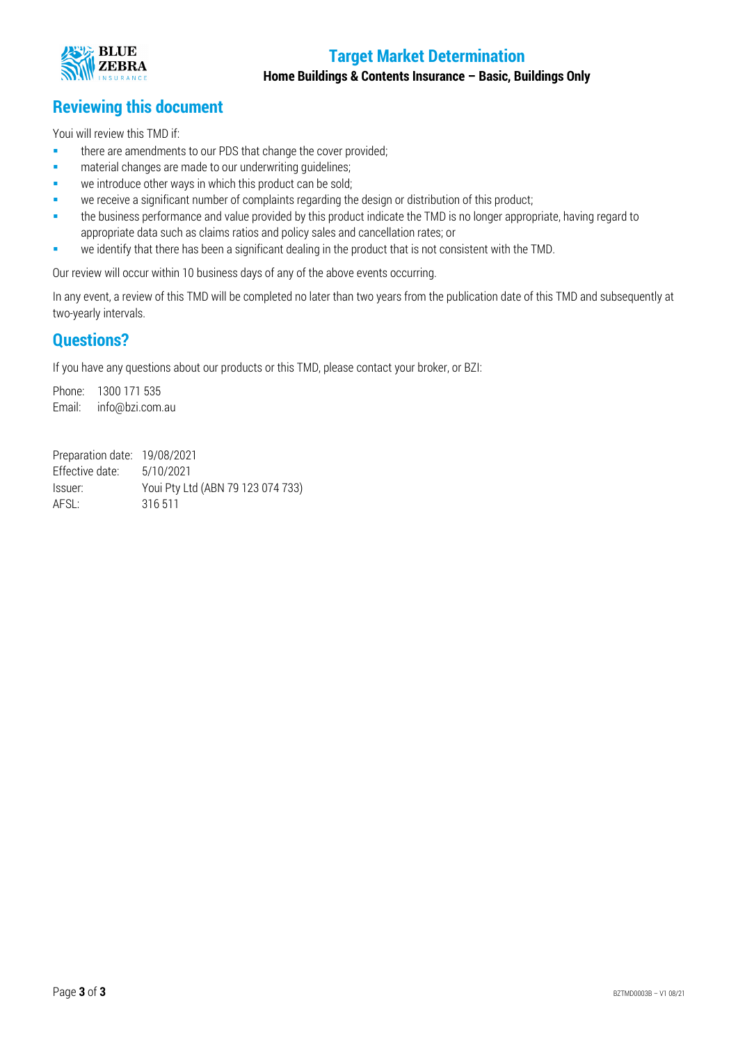## Reviewing this document

Youi will review this TMD if:

- there are amendments to our PDS that change the cover provided;
- material changes are made to our underwriting guidelines;
- we introduce other ways in which this product can be sold;
- we receive a significant number of complaints regarding the design or distribution of this product;
- the business performance and value provided by this product indicate the TMD is no longer appropriate, having regard to appropriate data such as claims ratios and policy sales and cancellation rates; or
- we identify that there has been a significant dealing in the product that is not consistent with the TMD.

Our review will occur within 10 business days of any of the above events occurring.

In any event, a review of this TMD will be completed no later than two years from the publication date of this TMD and subsequently at two-yearly intervals.

## Questions?

If you have any questions about our products or this TMD, please contact your broker, or BZI:

Phone: 1300 171 535
Email: info@bzi.com.au

Preparation date: 19/08/2021
Effective date: 5/10/2021
Issuer: Youi Pty Ltd (ABN 79 123 074 733)
AFSL: 316 511

BZTMD0003B – V1 08/21